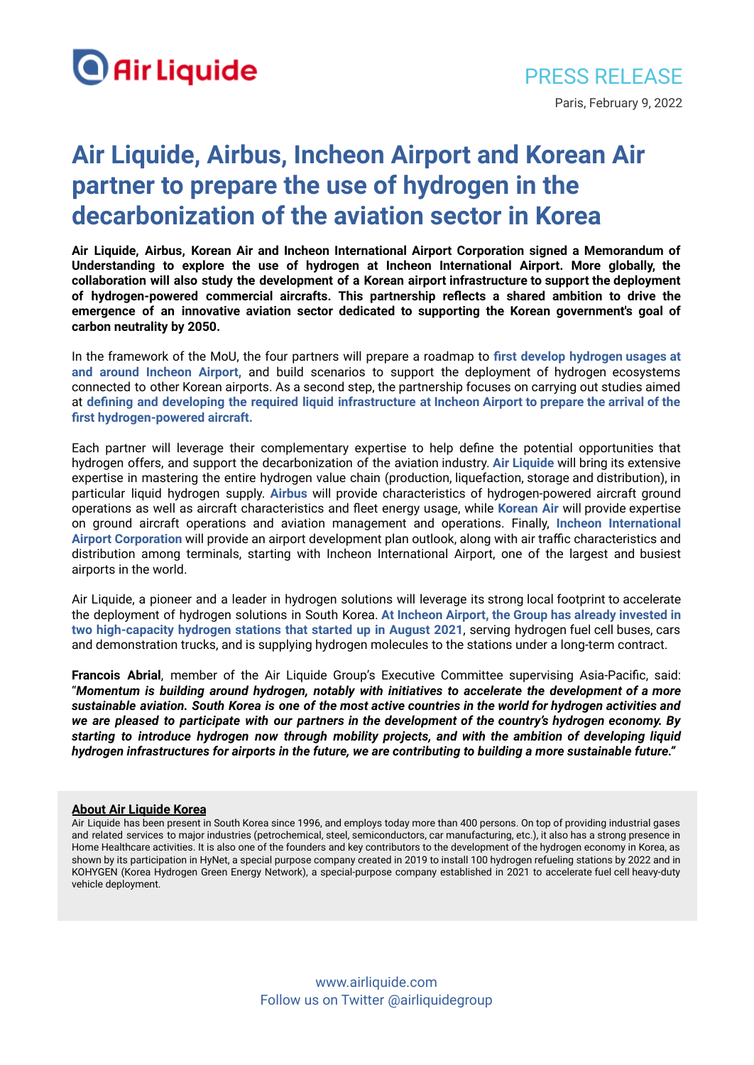PRESS RELEASE

Paris, February 9, 2022

# Air Liquide, Airbus, Incheon Airport and Korean Air partner to prepare the use of hydrogen in the decarbonization of the aviation sector in Korea

**Air Liquide, Airbus, Korean Air and Incheon International Airport Corporation signed a Memorandum of Understanding to explore the use of hydrogen at Incheon International Airport. More globally, the collaboration will also study the development of a Korean airport infrastructure to support the deployment of hydrogen-powered commercial aircrafts. This partnership reflects a shared ambition to drive the emergence of an innovative aviation sector dedicated to supporting the Korean government's goal of carbon neutrality by 2050.**

In the framework of the MoU, the four partners will prepare a roadmap to **first develop hydrogen usages at and around Incheon Airport,** and build scenarios to support the deployment of hydrogen ecosystems connected to other Korean airports. As a second step, the partnership focuses on carrying out studies aimed at **defining and developing the required liquid infrastructure at Incheon Airport to prepare the arrival of the first hydrogen-powered aircraft.**

Each partner will leverage their complementary expertise to help define the potential opportunities that hydrogen offers, and support the decarbonization of the aviation industry. **Air Liquide** will bring its extensive expertise in mastering the entire hydrogen value chain (production, liquefaction, storage and distribution), in particular liquid hydrogen supply. **Airbus** will provide characteristics of hydrogen-powered aircraft ground operations as well as aircraft characteristics and fleet energy usage, while **Korean Air** will provide expertise on ground aircraft operations and aviation management and operations. Finally, **Incheon International Airport Corporation** will provide an airport development plan outlook, along with air traffic characteristics and distribution among terminals, starting with Incheon International Airport, one of the largest and busiest airports in the world.

Air Liquide, a pioneer and a leader in hydrogen solutions will leverage its strong local footprint to accelerate the deployment of hydrogen solutions in South Korea. **At Incheon Airport, the Group has already invested in two high-capacity hydrogen stations that started up in August 2021**, serving hydrogen fuel cell buses, cars and demonstration trucks, and is supplying hydrogen molecules to the stations under a long-term contract.

**Francois Abrial**, member of the Air Liquide Group's Executive Committee supervising Asia-Pacific, said: "***Momentum is building around hydrogen, notably with initiatives to accelerate the development of a more sustainable aviation. South Korea is one of the most active countries in the world for hydrogen activities and we are pleased to participate with our partners in the development of the country's hydrogen economy. By starting to introduce hydrogen now through mobility projects, and with the ambition of developing liquid hydrogen infrastructures for airports in the future, we are contributing to building a more sustainable future.***"

**About Air Liquide Korea**

Air Liquide has been present in South Korea since 1996, and employs today more than 400 persons. On top of providing industrial gases and related services to major industries (petrochemical, steel, semiconductors, car manufacturing, etc.), it also has a strong presence in Home Healthcare activities. It is also one of the founders and key contributors to the development of the hydrogen economy in Korea, as shown by its participation in HyNet, a special purpose company created in 2019 to install 100 hydrogen refueling stations by 2022 and in KOHYGEN (Korea Hydrogen Green Energy Network), a special-purpose company established in 2021 to accelerate fuel cell heavy-duty vehicle deployment.

www.airliquide.com
Follow us on Twitter @airliquidegroup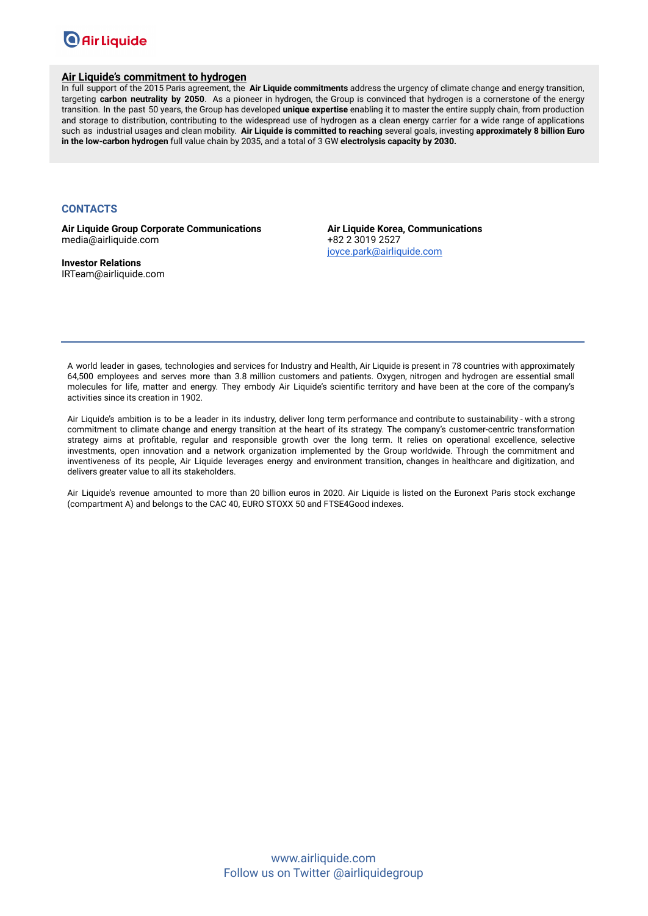## Air Liquide's commitment to hydrogen

In full support of the 2015 Paris agreement, the **Air Liquide commitments** address the urgency of climate change and energy transition, targeting **carbon neutrality by 2050**. As a pioneer in hydrogen, the Group is convinced that hydrogen is a cornerstone of the energy transition. In the past 50 years, the Group has developed **unique expertise** enabling it to master the entire supply chain, from production and storage to distribution, contributing to the widespread use of hydrogen as a clean energy carrier for a wide range of applications such as industrial usages and clean mobility. **Air Liquide is committed to reaching** several goals, investing **approximately 8 billion Euro in the low-carbon hydrogen** full value chain by 2035, and a total of 3 GW **electrolysis capacity by 2030.**

## CONTACTS

**Air Liquide Group Corporate Communications**
media@airliquide.com

**Investor Relations**
IRTeam@airliquide.com

**Air Liquide Korea, Communications**
+82 2 3019 2527
joyce.park@airliquide.com

---

A world leader in gases, technologies and services for Industry and Health, Air Liquide is present in 78 countries with approximately 64,500 employees and serves more than 3.8 million customers and patients. Oxygen, nitrogen and hydrogen are essential small molecules for life, matter and energy. They embody Air Liquide's scientific territory and have been at the core of the company's activities since its creation in 1902.

Air Liquide's ambition is to be a leader in its industry, deliver long term performance and contribute to sustainability - with a strong commitment to climate change and energy transition at the heart of its strategy. The company's customer-centric transformation strategy aims at profitable, regular and responsible growth over the long term. It relies on operational excellence, selective investments, open innovation and a network organization implemented by the Group worldwide. Through the commitment and inventiveness of its people, Air Liquide leverages energy and environment transition, changes in healthcare and digitization, and delivers greater value to all its stakeholders.

Air Liquide's revenue amounted to more than 20 billion euros in 2020. Air Liquide is listed on the Euronext Paris stock exchange (compartment A) and belongs to the CAC 40, EURO STOXX 50 and FTSE4Good indexes.

www.airliquide.com
Follow us on Twitter @airliquidegroup